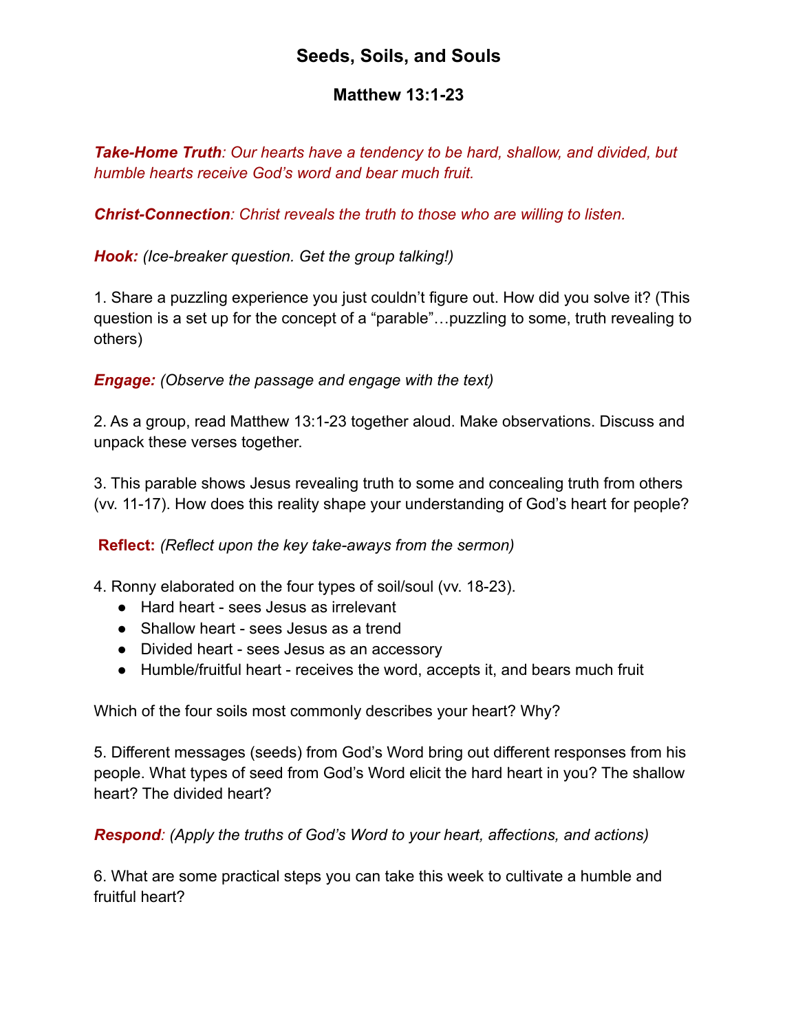# Seeds, Soils, and Souls

## Matthew 13:1-23

***Take-Home Truth****: Our hearts have a tendency to be hard, shallow, and divided, but humble hearts receive God's word and bear much fruit.*

***Christ-Connection****: Christ reveals the truth to those who are willing to listen.*

***Hook:*** *(Ice-breaker question. Get the group talking!)*

1. Share a puzzling experience you just couldn't figure out. How did you solve it? (This question is a set up for the concept of a "parable"…puzzling to some, truth revealing to others)

***Engage:*** *(Observe the passage and engage with the text)*

2. As a group, read Matthew 13:1-23 together aloud. Make observations. Discuss and unpack these verses together.

3. This parable shows Jesus revealing truth to some and concealing truth from others (vv. 11-17). How does this reality shape your understanding of God's heart for people?

**Reflect:** *(Reflect upon the key take-aways from the sermon)*

4. Ronny elaborated on the four types of soil/soul (vv. 18-23).

- Hard heart - sees Jesus as irrelevant
- Shallow heart - sees Jesus as a trend
- Divided heart - sees Jesus as an accessory
- Humble/fruitful heart - receives the word, accepts it, and bears much fruit

Which of the four soils most commonly describes your heart? Why?

5. Different messages (seeds) from God's Word bring out different responses from his people. What types of seed from God's Word elicit the hard heart in you? The shallow heart? The divided heart?

***Respond****: (Apply the truths of God's Word to your heart, affections, and actions)*

6. What are some practical steps you can take this week to cultivate a humble and fruitful heart?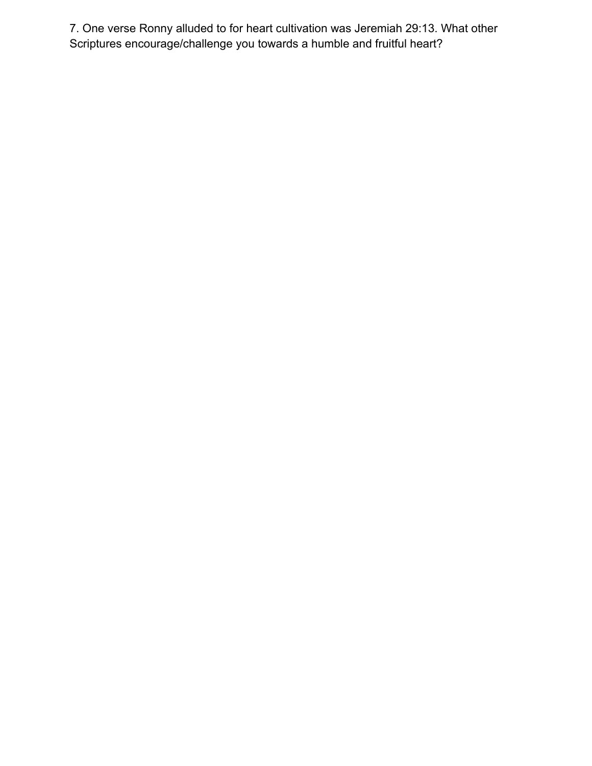7. One verse Ronny alluded to for heart cultivation was Jeremiah 29:13. What other Scriptures encourage/challenge you towards a humble and fruitful heart?